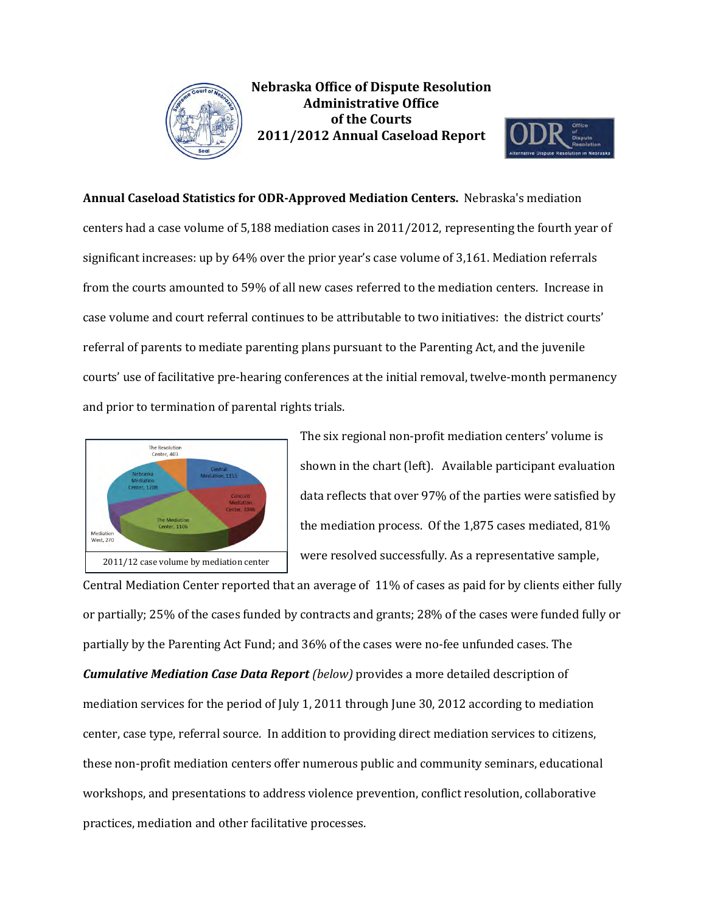# Nebraska Office of Dispute Resolution
## Administrative Office of the Courts
## 2011/2012 Annual Caseload Report

**Annual Caseload Statistics for ODR-Approved Mediation Centers.** Nebraska's mediation centers had a case volume of 5,188 mediation cases in 2011/2012, representing the fourth year of significant increases: up by 64% over the prior year's case volume of 3,161. Mediation referrals from the courts amounted to 59% of all new cases referred to the mediation centers. Increase in case volume and court referral continues to be attributable to two initiatives: the district courts' referral of parents to mediate parenting plans pursuant to the Parenting Act, and the juvenile courts' use of facilitative pre-hearing conferences at the initial removal, twelve-month permanency and prior to termination of parental rights trials.

The Resolution Center, 403
Central Mediation, 1155
Concord Mediation Center, 1046
The Mediation Center, 1106
Mediation West, 270
Nebraska Mediation Center, 1208

2011/12 case volume by mediation center

The six regional non-profit mediation centers' volume is shown in the chart (left). Available participant evaluation data reflects that over 97% of the parties were satisfied by the mediation process. Of the 1,875 cases mediated, 81% were resolved successfully. As a representative sample, Central Mediation Center reported that an average of 11% of cases as paid for by clients either fully or partially; 25% of the cases funded by contracts and grants; 28% of the cases were funded fully or partially by the Parenting Act Fund; and 36% of the cases were no-fee unfunded cases. The ***Cumulative Mediation Case Data Report*** *(below)* provides a more detailed description of mediation services for the period of July 1, 2011 through June 30, 2012 according to mediation center, case type, referral source. In addition to providing direct mediation services to citizens, these non-profit mediation centers offer numerous public and community seminars, educational workshops, and presentations to address violence prevention, conflict resolution, collaborative practices, mediation and other facilitative processes.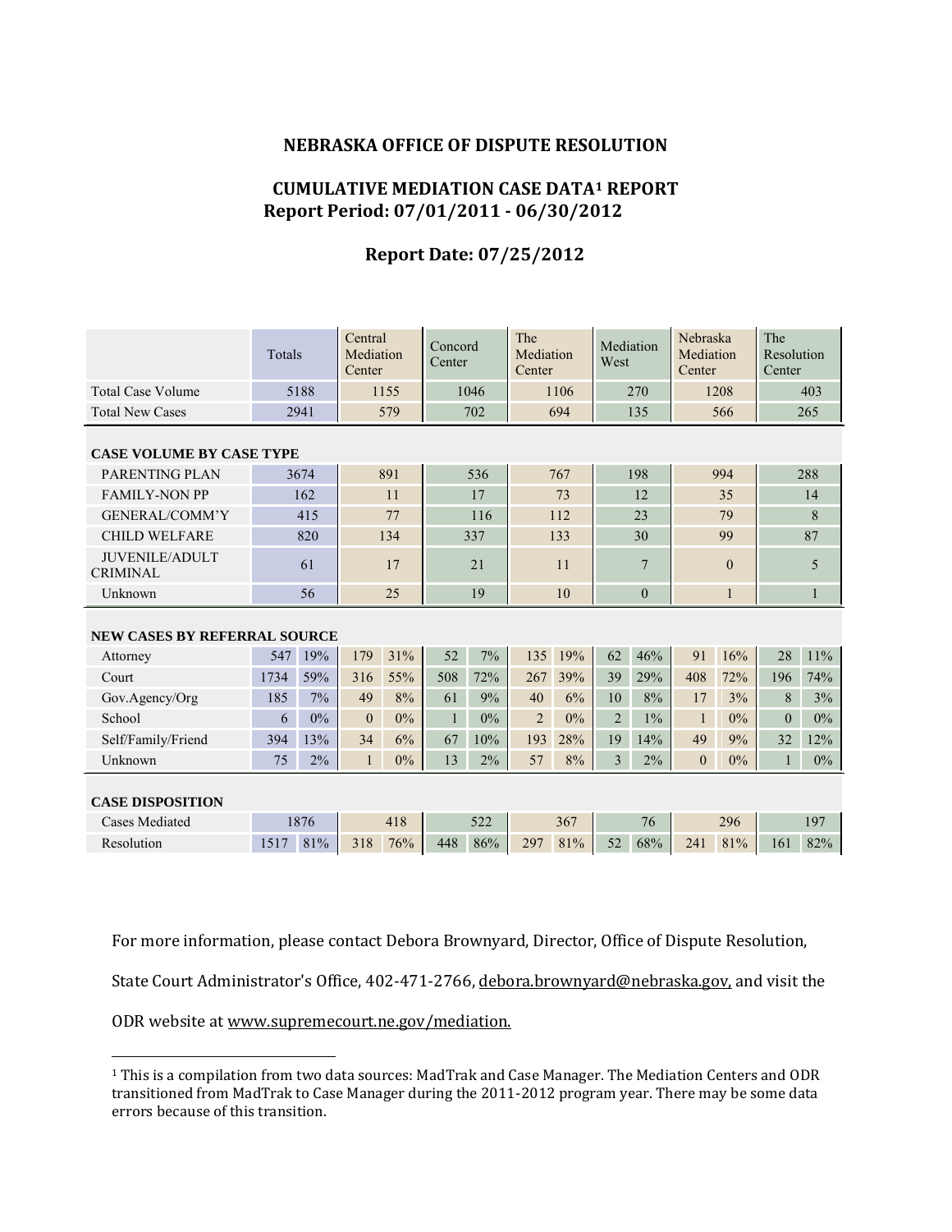**NEBRASKA OFFICE OF DISPUTE RESOLUTION**

**CUMULATIVE MEDIATION CASE DATA[1] REPORT**
**Report Period: 07/01/2011 - 06/30/2012**

**Report Date: 07/25/2012**

| | Totals | | Central Mediation Center | | Concord Center | | The Mediation Center | | Mediation West | | Nebraska Mediation Center | | The Resolution Center | |
|---|---|---|---|---|---|---|---|---|---|---|---|---|---|---|
| Total Case Volume | 5188 | | 1155 | | 1046 | | 1106 | | 270 | | 1208 | | 403 | |
| Total New Cases | 2941 | | 579 | | 702 | | 694 | | 135 | | 566 | | 265 | |
| **CASE VOLUME BY CASE TYPE** | | | | | | | | | | | | | | |
| PARENTING PLAN | 3674 | | 891 | | 536 | | 767 | | 198 | | 994 | | 288 | |
| FAMILY-NON PP | 162 | | 11 | | 17 | | 73 | | 12 | | 35 | | 14 | |
| GENERAL/COMM'Y | 415 | | 77 | | 116 | | 112 | | 23 | | 79 | | 8 | |
| CHILD WELFARE | 820 | | 134 | | 337 | | 133 | | 30 | | 99 | | 87 | |
| JUVENILE/ADULT CRIMINAL | 61 | | 17 | | 21 | | 11 | | 7 | | 0 | | 5 | |
| Unknown | 56 | | 25 | | 19 | | 10 | | 0 | | 1 | | 1 | |
| **NEW CASES BY REFERRAL SOURCE** | | | | | | | | | | | | | | |
| Attorney | 547 | 19% | 179 | 31% | 52 | 7% | 135 | 19% | 62 | 46% | 91 | 16% | 28 | 11% |
| Court | 1734 | 59% | 316 | 55% | 508 | 72% | 267 | 39% | 39 | 29% | 408 | 72% | 196 | 74% |
| Gov.Agency/Org | 185 | 7% | 49 | 8% | 61 | 9% | 40 | 6% | 10 | 8% | 17 | 3% | 8 | 3% |
| School | 6 | 0% | 0 | 0% | 1 | 0% | 2 | 0% | 2 | 1% | 1 | 0% | 0 | 0% |
| Self/Family/Friend | 394 | 13% | 34 | 6% | 67 | 10% | 193 | 28% | 19 | 14% | 49 | 9% | 32 | 12% |
| Unknown | 75 | 2% | 1 | 0% | 13 | 2% | 57 | 8% | 3 | 2% | 0 | 0% | 1 | 0% |
| **CASE DISPOSITION** | | | | | | | | | | | | | | |
| Cases Mediated | 1876 | | 418 | | 522 | | 367 | | 76 | | 296 | | 197 | |
| Resolution | 1517 | 81% | 318 | 76% | 448 | 86% | 297 | 81% | 52 | 68% | 241 | 81% | 161 | 82% |

For more information, please contact Debora Brownyard, Director, Office of Dispute Resolution, State Court Administrator's Office, 402-471-2766, debora.brownyard@nebraska.gov, and visit the ODR website at www.supremecourt.ne.gov/mediation.

[1] This is a compilation from two data sources: MadTrak and Case Manager. The Mediation Centers and ODR transitioned from MadTrak to Case Manager during the 2011-2012 program year. There may be some data errors because of this transition.